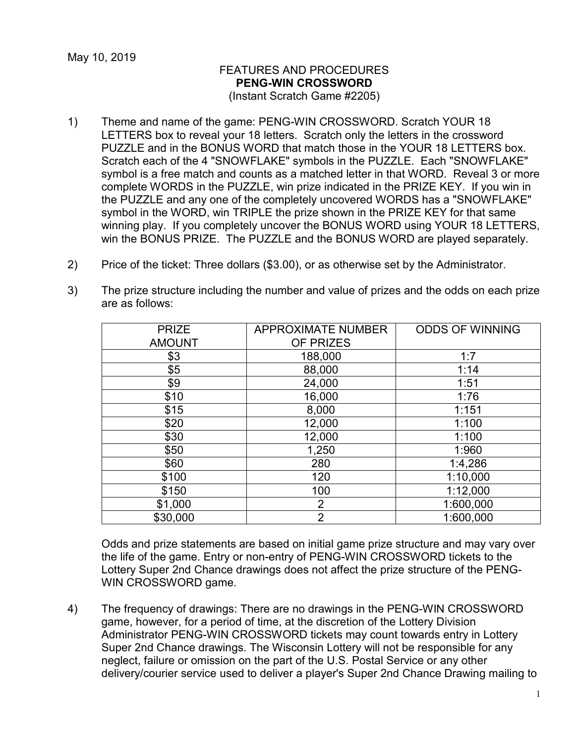May 10, 2019

FEATURES AND PROCEDURES
**PENG-WIN CROSSWORD**
(Instant Scratch Game #2205)

1) Theme and name of the game: PENG-WIN CROSSWORD. Scratch YOUR 18 LETTERS box to reveal your 18 letters. Scratch only the letters in the crossword PUZZLE and in the BONUS WORD that match those in the YOUR 18 LETTERS box. Scratch each of the 4 "SNOWFLAKE" symbols in the PUZZLE. Each "SNOWFLAKE" symbol is a free match and counts as a matched letter in that WORD. Reveal 3 or more complete WORDS in the PUZZLE, win prize indicated in the PRIZE KEY. If you win in the PUZZLE and any one of the completely uncovered WORDS has a "SNOWFLAKE" symbol in the WORD, win TRIPLE the prize shown in the PRIZE KEY for that same winning play. If you completely uncover the BONUS WORD using YOUR 18 LETTERS, win the BONUS PRIZE. The PUZZLE and the BONUS WORD are played separately.

2) Price of the ticket: Three dollars ($3.00), or as otherwise set by the Administrator.

3) The prize structure including the number and value of prizes and the odds on each prize are as follows:

| PRIZE AMOUNT | APPROXIMATE NUMBER OF PRIZES | ODDS OF WINNING |
|---|---|---|
| $3 | 188,000 | 1:7 |
| $5 | 88,000 | 1:14 |
| $9 | 24,000 | 1:51 |
| $10 | 16,000 | 1:76 |
| $15 | 8,000 | 1:151 |
| $20 | 12,000 | 1:100 |
| $30 | 12,000 | 1:100 |
| $50 | 1,250 | 1:960 |
| $60 | 280 | 1:4,286 |
| $100 | 120 | 1:10,000 |
| $150 | 100 | 1:12,000 |
| $1,000 | 2 | 1:600,000 |
| $30,000 | 2 | 1:600,000 |

Odds and prize statements are based on initial game prize structure and may vary over the life of the game. Entry or non-entry of PENG-WIN CROSSWORD tickets to the Lottery Super 2nd Chance drawings does not affect the prize structure of the PENG-WIN CROSSWORD game.

4) The frequency of drawings: There are no drawings in the PENG-WIN CROSSWORD game, however, for a period of time, at the discretion of the Lottery Division Administrator PENG-WIN CROSSWORD tickets may count towards entry in Lottery Super 2nd Chance drawings. The Wisconsin Lottery will not be responsible for any neglect, failure or omission on the part of the U.S. Postal Service or any other delivery/courier service used to deliver a player's Super 2nd Chance Drawing mailing to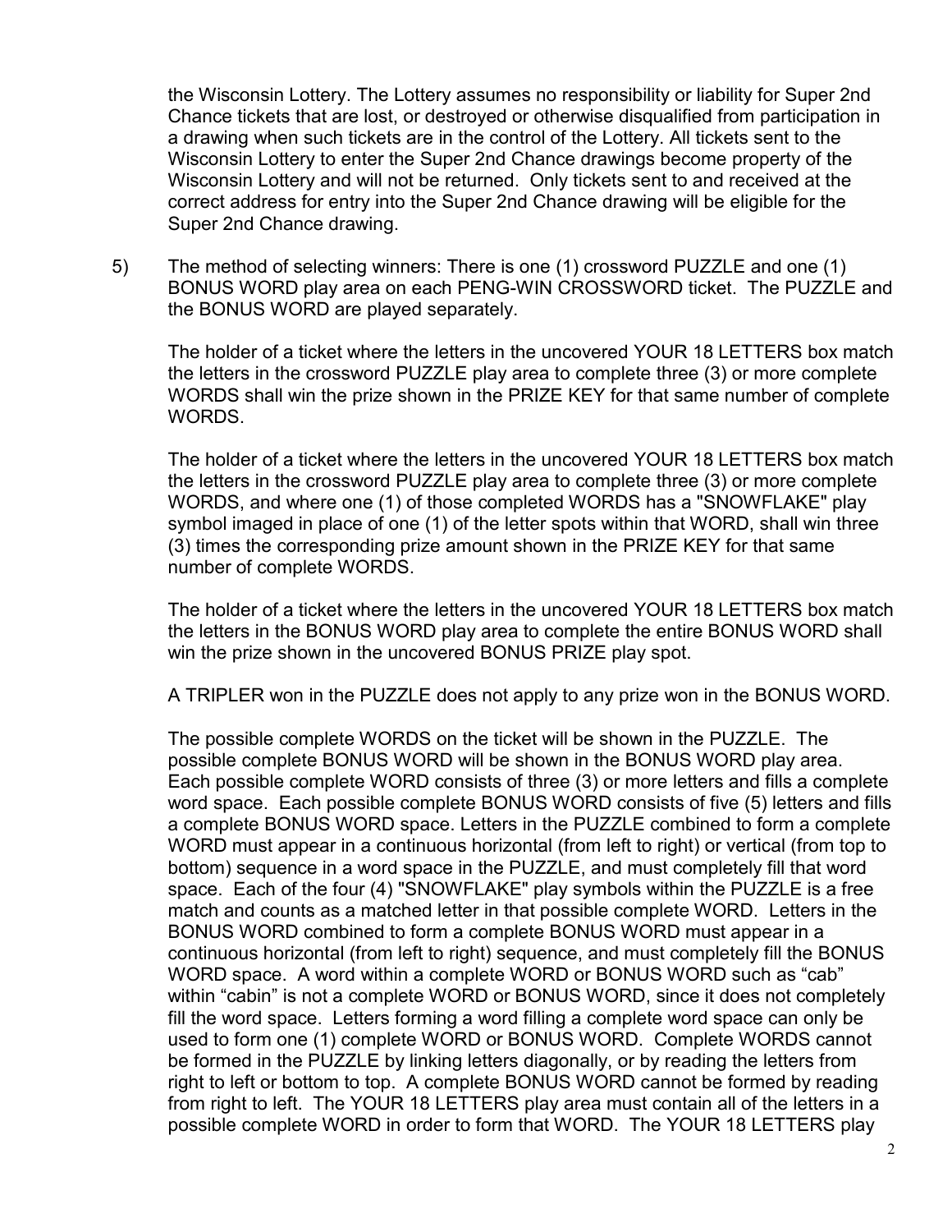the Wisconsin Lottery. The Lottery assumes no responsibility or liability for Super 2nd Chance tickets that are lost, or destroyed or otherwise disqualified from participation in a drawing when such tickets are in the control of the Lottery. All tickets sent to the Wisconsin Lottery to enter the Super 2nd Chance drawings become property of the Wisconsin Lottery and will not be returned. Only tickets sent to and received at the correct address for entry into the Super 2nd Chance drawing will be eligible for the Super 2nd Chance drawing.

5) The method of selecting winners: There is one (1) crossword PUZZLE and one (1) BONUS WORD play area on each PENG-WIN CROSSWORD ticket. The PUZZLE and the BONUS WORD are played separately.

   The holder of a ticket where the letters in the uncovered YOUR 18 LETTERS box match the letters in the crossword PUZZLE play area to complete three (3) or more complete WORDS shall win the prize shown in the PRIZE KEY for that same number of complete WORDS.

   The holder of a ticket where the letters in the uncovered YOUR 18 LETTERS box match the letters in the crossword PUZZLE play area to complete three (3) or more complete WORDS, and where one (1) of those completed WORDS has a "SNOWFLAKE" play symbol imaged in place of one (1) of the letter spots within that WORD, shall win three (3) times the corresponding prize amount shown in the PRIZE KEY for that same number of complete WORDS.

   The holder of a ticket where the letters in the uncovered YOUR 18 LETTERS box match the letters in the BONUS WORD play area to complete the entire BONUS WORD shall win the prize shown in the uncovered BONUS PRIZE play spot.

   A TRIPLER won in the PUZZLE does not apply to any prize won in the BONUS WORD.

   The possible complete WORDS on the ticket will be shown in the PUZZLE. The possible complete BONUS WORD will be shown in the BONUS WORD play area. Each possible complete WORD consists of three (3) or more letters and fills a complete word space. Each possible complete BONUS WORD consists of five (5) letters and fills a complete BONUS WORD space. Letters in the PUZZLE combined to form a complete WORD must appear in a continuous horizontal (from left to right) or vertical (from top to bottom) sequence in a word space in the PUZZLE, and must completely fill that word space. Each of the four (4) "SNOWFLAKE" play symbols within the PUZZLE is a free match and counts as a matched letter in that possible complete WORD. Letters in the BONUS WORD combined to form a complete BONUS WORD must appear in a continuous horizontal (from left to right) sequence, and must completely fill the BONUS WORD space. A word within a complete WORD or BONUS WORD such as "cab" within "cabin" is not a complete WORD or BONUS WORD, since it does not completely fill the word space. Letters forming a word filling a complete word space can only be used to form one (1) complete WORD or BONUS WORD. Complete WORDS cannot be formed in the PUZZLE by linking letters diagonally, or by reading the letters from right to left or bottom to top. A complete BONUS WORD cannot be formed by reading from right to left. The YOUR 18 LETTERS play area must contain all of the letters in a possible complete WORD in order to form that WORD. The YOUR 18 LETTERS play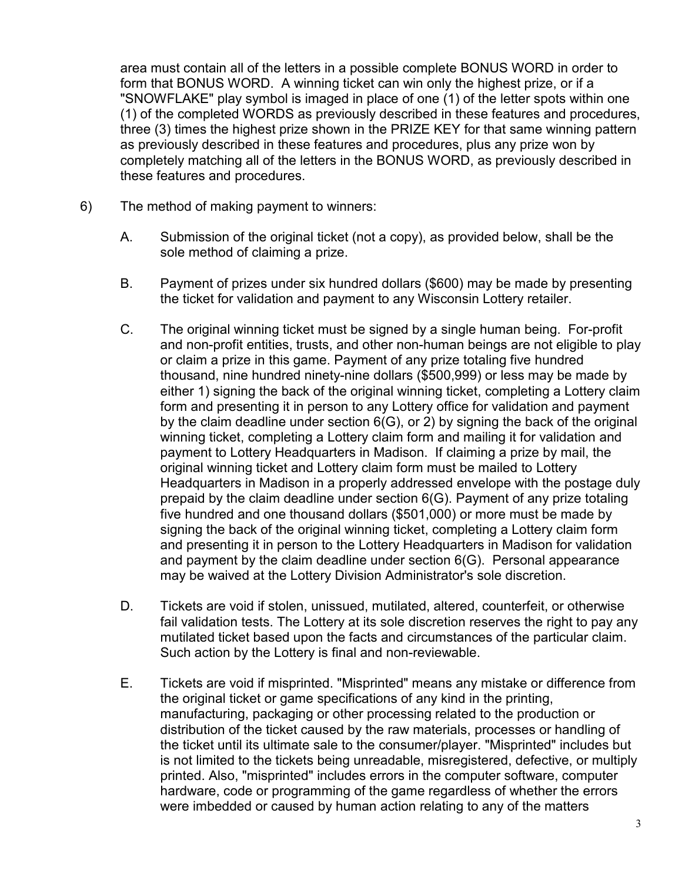area must contain all of the letters in a possible complete BONUS WORD in order to form that BONUS WORD. A winning ticket can win only the highest prize, or if a "SNOWFLAKE" play symbol is imaged in place of one (1) of the letter spots within one (1) of the completed WORDS as previously described in these features and procedures, three (3) times the highest prize shown in the PRIZE KEY for that same winning pattern as previously described in these features and procedures, plus any prize won by completely matching all of the letters in the BONUS WORD, as previously described in these features and procedures.

6) The method of making payment to winners:

   A. Submission of the original ticket (not a copy), as provided below, shall be the sole method of claiming a prize.

   B. Payment of prizes under six hundred dollars ($600) may be made by presenting the ticket for validation and payment to any Wisconsin Lottery retailer.

   C. The original winning ticket must be signed by a single human being. For-profit and non-profit entities, trusts, and other non-human beings are not eligible to play or claim a prize in this game. Payment of any prize totaling five hundred thousand, nine hundred ninety-nine dollars ($500,999) or less may be made by either 1) signing the back of the original winning ticket, completing a Lottery claim form and presenting it in person to any Lottery office for validation and payment by the claim deadline under section 6(G), or 2) by signing the back of the original winning ticket, completing a Lottery claim form and mailing it for validation and payment to Lottery Headquarters in Madison. If claiming a prize by mail, the original winning ticket and Lottery claim form must be mailed to Lottery Headquarters in Madison in a properly addressed envelope with the postage duly prepaid by the claim deadline under section 6(G). Payment of any prize totaling five hundred and one thousand dollars ($501,000) or more must be made by signing the back of the original winning ticket, completing a Lottery claim form and presenting it in person to the Lottery Headquarters in Madison for validation and payment by the claim deadline under section 6(G). Personal appearance may be waived at the Lottery Division Administrator's sole discretion.

   D. Tickets are void if stolen, unissued, mutilated, altered, counterfeit, or otherwise fail validation tests. The Lottery at its sole discretion reserves the right to pay any mutilated ticket based upon the facts and circumstances of the particular claim. Such action by the Lottery is final and non-reviewable.

   E. Tickets are void if misprinted. "Misprinted" means any mistake or difference from the original ticket or game specifications of any kind in the printing, manufacturing, packaging or other processing related to the production or distribution of the ticket caused by the raw materials, processes or handling of the ticket until its ultimate sale to the consumer/player. "Misprinted" includes but is not limited to the tickets being unreadable, misregistered, defective, or multiply printed. Also, "misprinted" includes errors in the computer software, computer hardware, code or programming of the game regardless of whether the errors were imbedded or caused by human action relating to any of the matters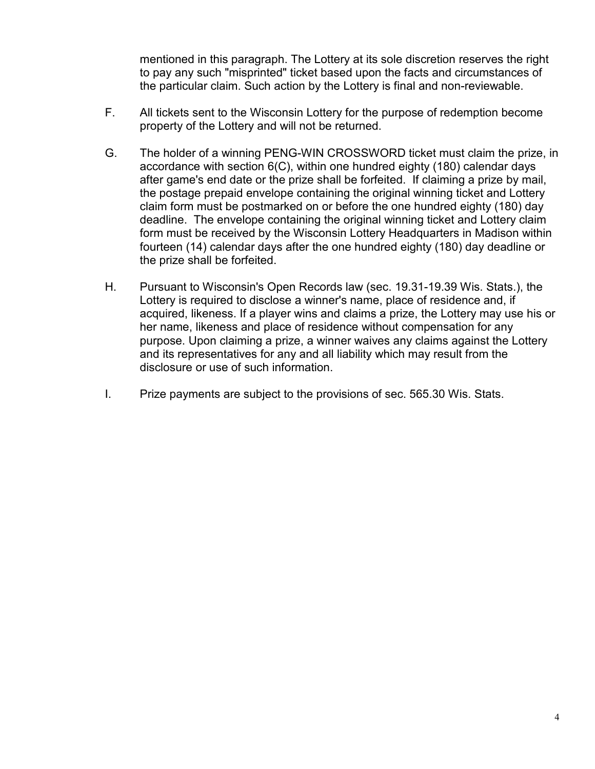mentioned in this paragraph. The Lottery at its sole discretion reserves the right to pay any such "misprinted" ticket based upon the facts and circumstances of the particular claim. Such action by the Lottery is final and non-reviewable.

F. All tickets sent to the Wisconsin Lottery for the purpose of redemption become property of the Lottery and will not be returned.

G. The holder of a winning PENG-WIN CROSSWORD ticket must claim the prize, in accordance with section 6(C), within one hundred eighty (180) calendar days after game's end date or the prize shall be forfeited. If claiming a prize by mail, the postage prepaid envelope containing the original winning ticket and Lottery claim form must be postmarked on or before the one hundred eighty (180) day deadline. The envelope containing the original winning ticket and Lottery claim form must be received by the Wisconsin Lottery Headquarters in Madison within fourteen (14) calendar days after the one hundred eighty (180) day deadline or the prize shall be forfeited.

H. Pursuant to Wisconsin's Open Records law (sec. 19.31-19.39 Wis. Stats.), the Lottery is required to disclose a winner's name, place of residence and, if acquired, likeness. If a player wins and claims a prize, the Lottery may use his or her name, likeness and place of residence without compensation for any purpose. Upon claiming a prize, a winner waives any claims against the Lottery and its representatives for any and all liability which may result from the disclosure or use of such information.

I. Prize payments are subject to the provisions of sec. 565.30 Wis. Stats.